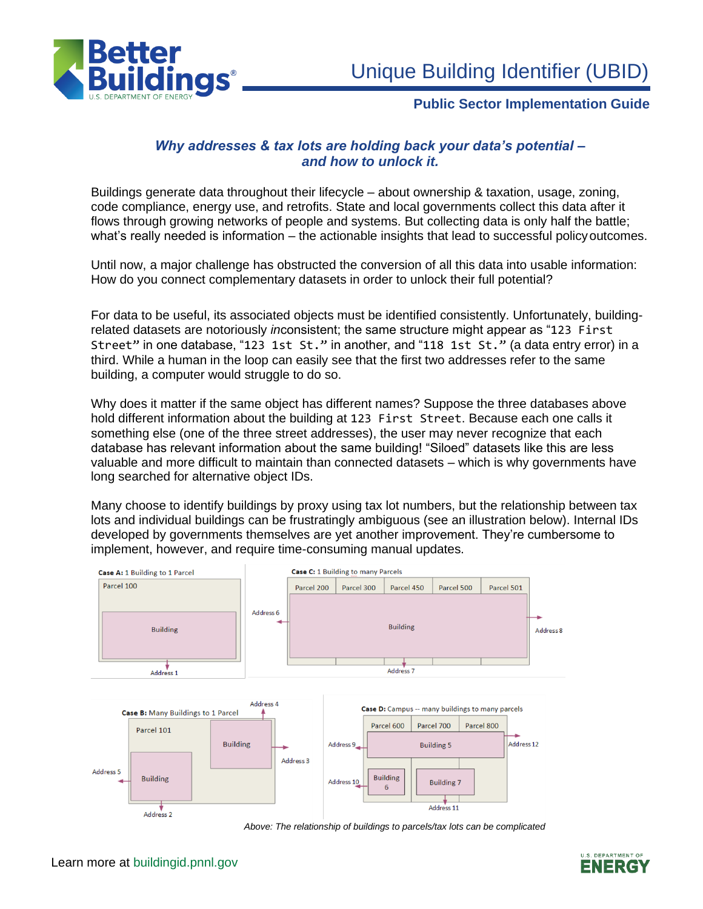# Unique Building Identifier (UBID)

**Public Sector Implementation Guide**

## *Why addresses & tax lots are holding back your data's potential – and how to unlock it.*

Buildings generate data throughout their lifecycle – about ownership & taxation, usage, zoning, code compliance, energy use, and retrofits. State and local governments collect this data after it flows through growing networks of people and systems. But collecting data is only half the battle; what's really needed is information – the actionable insights that lead to successful policy outcomes.

Until now, a major challenge has obstructed the conversion of all this data into usable information: How do you connect complementary datasets in order to unlock their full potential?

For data to be useful, its associated objects must be identified consistently. Unfortunately, building-related datasets are notoriously *in*consistent; the same structure might appear as "`123 First Street`" in one database, "`123 1st St.`" in another, and "`118 1st St.`" (a data entry error) in a third. While a human in the loop can easily see that the first two addresses refer to the same building, a computer would struggle to do so.

Why does it matter if the same object has different names? Suppose the three databases above hold different information about the building at `123 First Street`. Because each one calls it something else (one of the three street addresses), the user may never recognize that each database has relevant information about the same building! "Siloed" datasets like this are less valuable and more difficult to maintain than connected datasets – which is why governments have long searched for alternative object IDs.

Many choose to identify buildings by proxy using tax lot numbers, but the relationship between tax lots and individual buildings can be frustratingly ambiguous (see an illustration below). Internal IDs developed by governments themselves are yet another improvement. They're cumbersome to implement, however, and require time-consuming manual updates.

*Above: The relationship of buildings to parcels/tax lots can be complicated*

Learn more at buildingid.pnnl.gov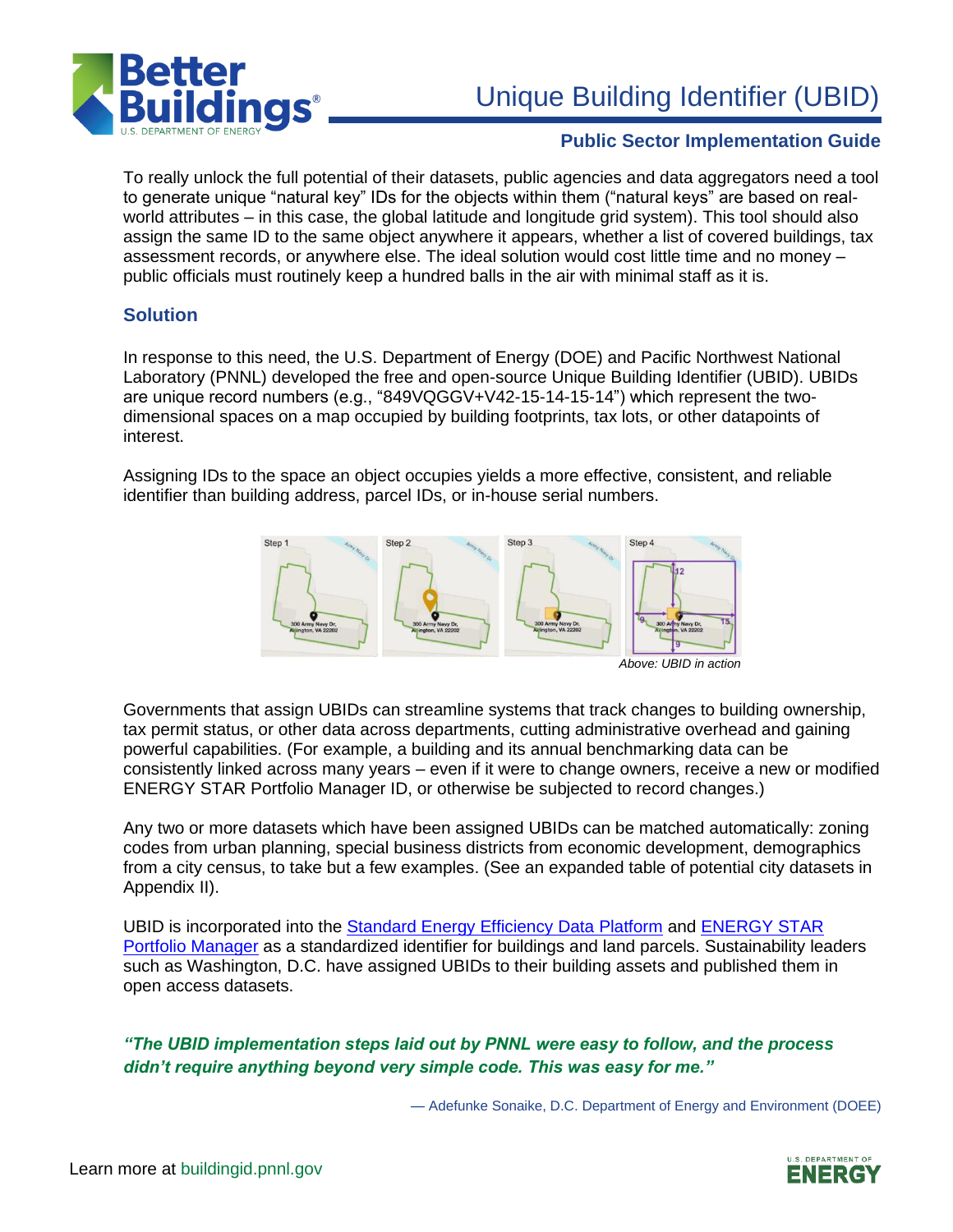To really unlock the full potential of their datasets, public agencies and data aggregators need a tool to generate unique "natural key" IDs for the objects within them ("natural keys" are based on real-world attributes – in this case, the global latitude and longitude grid system). This tool should also assign the same ID to the same object anywhere it appears, whether a list of covered buildings, tax assessment records, or anywhere else. The ideal solution would cost little time and no money – public officials must routinely keep a hundred balls in the air with minimal staff as it is.

## Solution

In response to this need, the U.S. Department of Energy (DOE) and Pacific Northwest National Laboratory (PNNL) developed the free and open-source Unique Building Identifier (UBID). UBIDs are unique record numbers (e.g., "849VQGGV+V42-15-14-15-14") which represent the two-dimensional spaces on a map occupied by building footprints, tax lots, or other datapoints of interest.

Assigning IDs to the space an object occupies yields a more effective, consistent, and reliable identifier than building address, parcel IDs, or in-house serial numbers.

*Above: UBID in action*

Governments that assign UBIDs can streamline systems that track changes to building ownership, tax permit status, or other data across departments, cutting administrative overhead and gaining powerful capabilities. (For example, a building and its annual benchmarking data can be consistently linked across many years – even if it were to change owners, receive a new or modified ENERGY STAR Portfolio Manager ID, or otherwise be subjected to record changes.)

Any two or more datasets which have been assigned UBIDs can be matched automatically: zoning codes from urban planning, special business districts from economic development, demographics from a city census, to take but a few examples. (See an expanded table of potential city datasets in Appendix II).

UBID is incorporated into the Standard Energy Efficiency Data Platform and ENERGY STAR Portfolio Manager as a standardized identifier for buildings and land parcels. Sustainability leaders such as Washington, D.C. have assigned UBIDs to their building assets and published them in open access datasets.

***"The UBID implementation steps laid out by PNNL were easy to follow, and the process didn't require anything beyond very simple code. This was easy for me."***

— Adefunke Sonaike, D.C. Department of Energy and Environment (DOEE)

Learn more at buildingid.pnnl.gov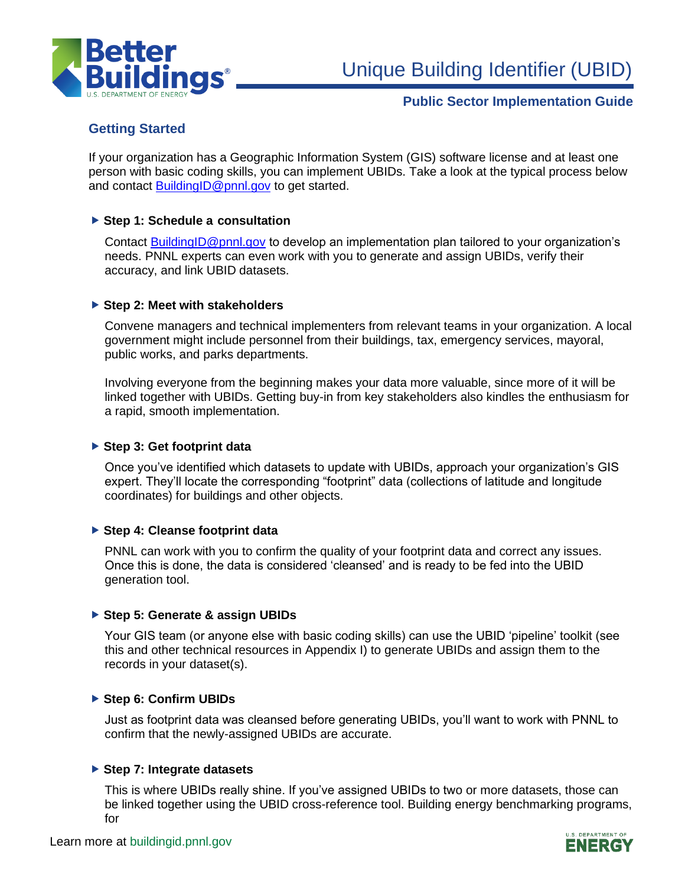## Getting Started

If your organization has a Geographic Information System (GIS) software license and at least one person with basic coding skills, you can implement UBIDs. Take a look at the typical process below and contact BuildingID@pnnl.gov to get started.

### ▶ Step 1: Schedule a consultation

Contact BuildingID@pnnl.gov to develop an implementation plan tailored to your organization's needs. PNNL experts can even work with you to generate and assign UBIDs, verify their accuracy, and link UBID datasets.

### ▶ Step 2: Meet with stakeholders

Convene managers and technical implementers from relevant teams in your organization. A local government might include personnel from their buildings, tax, emergency services, mayoral, public works, and parks departments.

Involving everyone from the beginning makes your data more valuable, since more of it will be linked together with UBIDs. Getting buy-in from key stakeholders also kindles the enthusiasm for a rapid, smooth implementation.

### ▶ Step 3: Get footprint data

Once you've identified which datasets to update with UBIDs, approach your organization's GIS expert. They'll locate the corresponding "footprint" data (collections of latitude and longitude coordinates) for buildings and other objects.

### ▶ Step 4: Cleanse footprint data

PNNL can work with you to confirm the quality of your footprint data and correct any issues. Once this is done, the data is considered 'cleansed' and is ready to be fed into the UBID generation tool.

### ▶ Step 5: Generate & assign UBIDs

Your GIS team (or anyone else with basic coding skills) can use the UBID 'pipeline' toolkit (see this and other technical resources in Appendix I) to generate UBIDs and assign them to the records in your dataset(s).

### ▶ Step 6: Confirm UBIDs

Just as footprint data was cleansed before generating UBIDs, you'll want to work with PNNL to confirm that the newly-assigned UBIDs are accurate.

### ▶ Step 7: Integrate datasets

This is where UBIDs really shine. If you've assigned UBIDs to two or more datasets, those can be linked together using the UBID cross-reference tool. Building energy benchmarking programs, for

Learn more at buildingid.pnnl.gov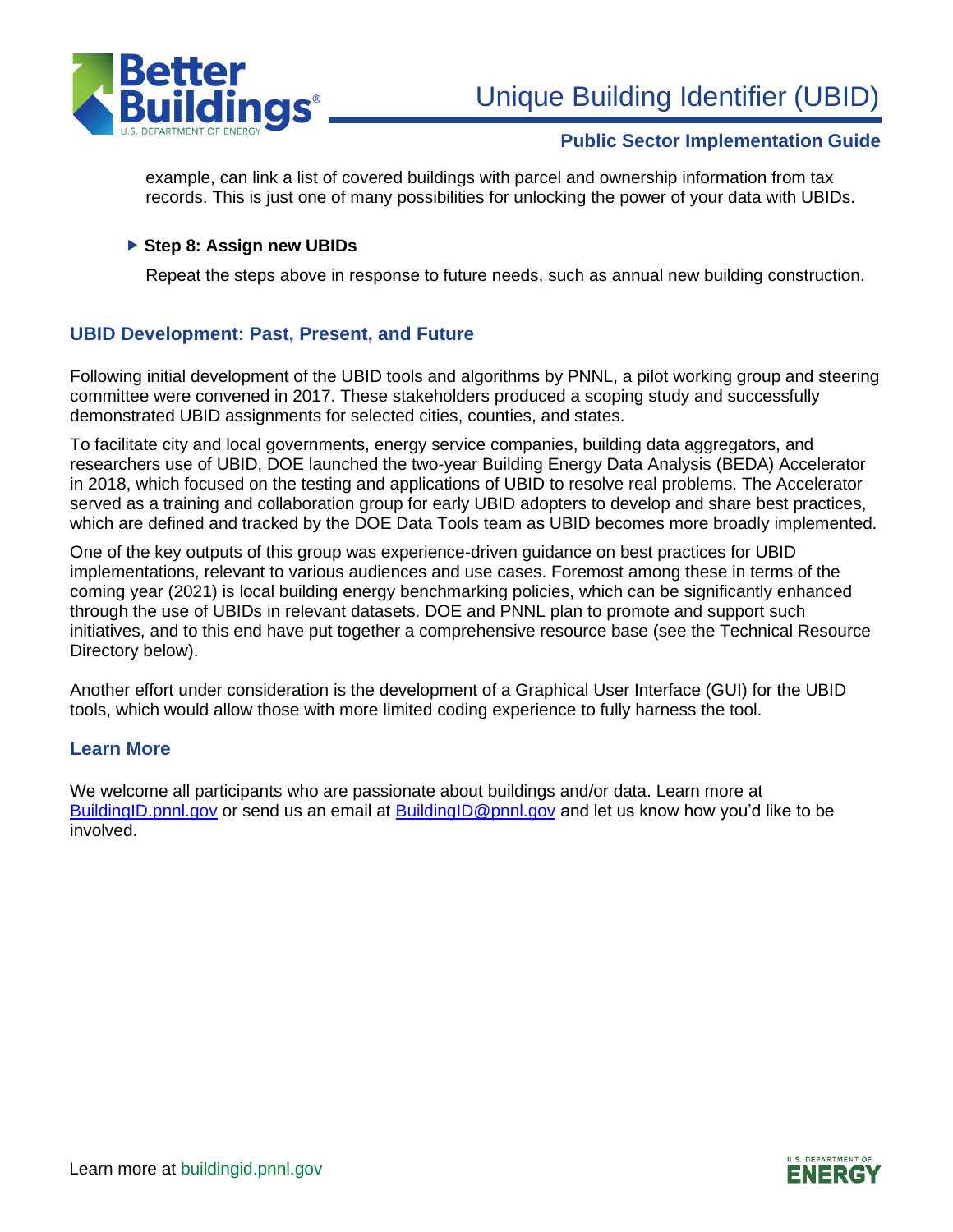example, can link a list of covered buildings with parcel and ownership information from tax records. This is just one of many possibilities for unlocking the power of your data with UBIDs.

- **Step 8: Assign new UBIDs**

  Repeat the steps above in response to future needs, such as annual new building construction.

## UBID Development: Past, Present, and Future

Following initial development of the UBID tools and algorithms by PNNL, a pilot working group and steering committee were convened in 2017. These stakeholders produced a scoping study and successfully demonstrated UBID assignments for selected cities, counties, and states.

To facilitate city and local governments, energy service companies, building data aggregators, and researchers use of UBID, DOE launched the two-year Building Energy Data Analysis (BEDA) Accelerator in 2018, which focused on the testing and applications of UBID to resolve real problems. The Accelerator served as a training and collaboration group for early UBID adopters to develop and share best practices, which are defined and tracked by the DOE Data Tools team as UBID becomes more broadly implemented.

One of the key outputs of this group was experience-driven guidance on best practices for UBID implementations, relevant to various audiences and use cases. Foremost among these in terms of the coming year (2021) is local building energy benchmarking policies, which can be significantly enhanced through the use of UBIDs in relevant datasets. DOE and PNNL plan to promote and support such initiatives, and to this end have put together a comprehensive resource base (see the Technical Resource Directory below).

Another effort under consideration is the development of a Graphical User Interface (GUI) for the UBID tools, which would allow those with more limited coding experience to fully harness the tool.

## Learn More

We welcome all participants who are passionate about buildings and/or data. Learn more at [BuildingID.pnnl.gov](https://BuildingID.pnnl.gov) or send us an email at [BuildingID@pnnl.gov](mailto:BuildingID@pnnl.gov) and let us know how you'd like to be involved.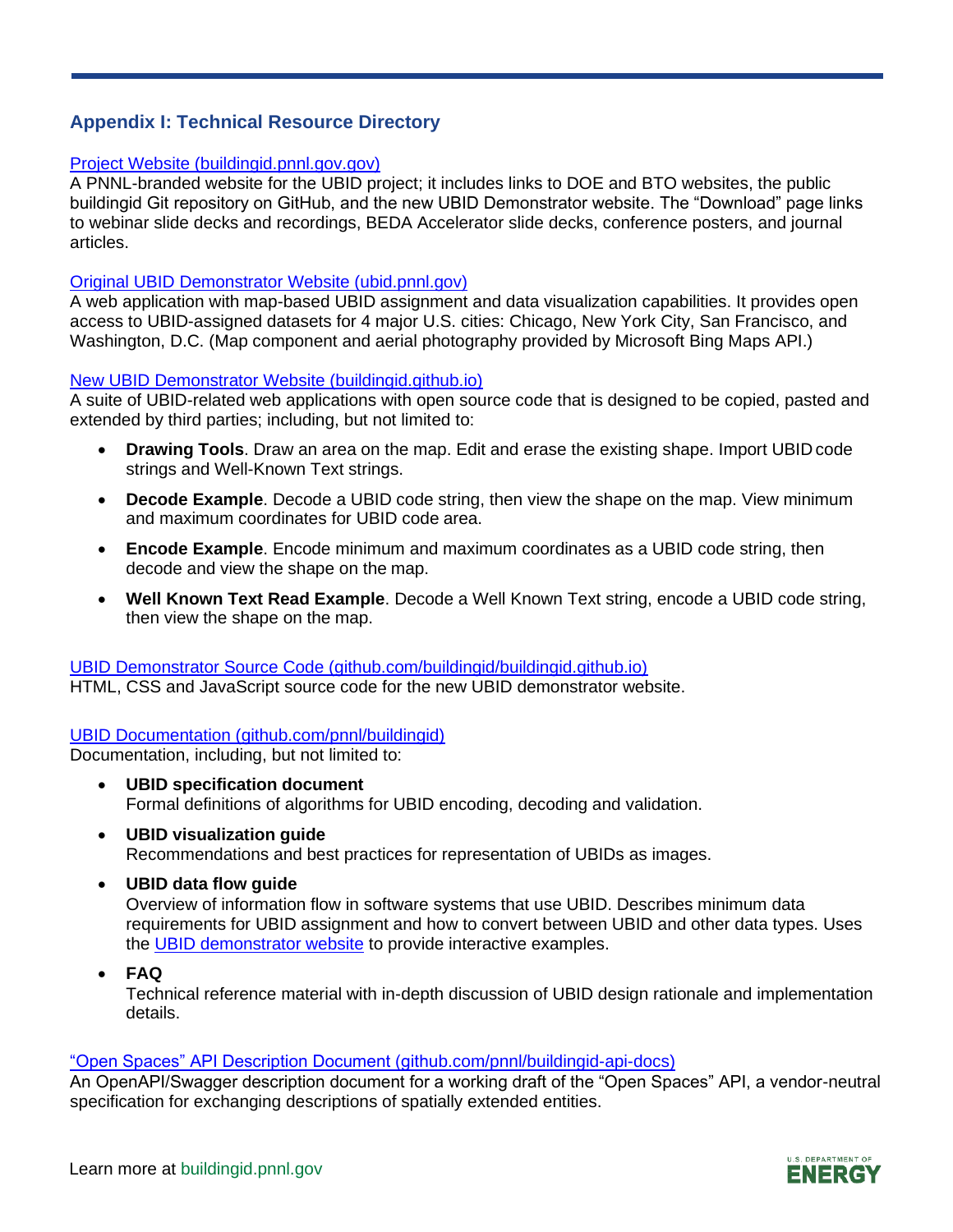## Appendix I: Technical Resource Directory

Project Website (buildingid.pnnl.gov.gov)
A PNNL-branded website for the UBID project; it includes links to DOE and BTO websites, the public buildingid Git repository on GitHub, and the new UBID Demonstrator website. The "Download" page links to webinar slide decks and recordings, BEDA Accelerator slide decks, conference posters, and journal articles.

Original UBID Demonstrator Website (ubid.pnnl.gov)
A web application with map-based UBID assignment and data visualization capabilities. It provides open access to UBID-assigned datasets for 4 major U.S. cities: Chicago, New York City, San Francisco, and Washington, D.C. (Map component and aerial photography provided by Microsoft Bing Maps API.)

New UBID Demonstrator Website (buildingid.github.io)
A suite of UBID-related web applications with open source code that is designed to be copied, pasted and extended by third parties; including, but not limited to:

- **Drawing Tools**. Draw an area on the map. Edit and erase the existing shape. Import UBID code strings and Well-Known Text strings.
- **Decode Example**. Decode a UBID code string, then view the shape on the map. View minimum and maximum coordinates for UBID code area.
- **Encode Example**. Encode minimum and maximum coordinates as a UBID code string, then decode and view the shape on the map.
- **Well Known Text Read Example**. Decode a Well Known Text string, encode a UBID code string, then view the shape on the map.

UBID Demonstrator Source Code (github.com/buildingid/buildingid.github.io)
HTML, CSS and JavaScript source code for the new UBID demonstrator website.

UBID Documentation (github.com/pnnl/buildingid)
Documentation, including, but not limited to:

- **UBID specification document**
  Formal definitions of algorithms for UBID encoding, decoding and validation.
- **UBID visualization guide**
  Recommendations and best practices for representation of UBIDs as images.
- **UBID data flow guide**
  Overview of information flow in software systems that use UBID. Describes minimum data requirements for UBID assignment and how to convert between UBID and other data types. Uses the UBID demonstrator website to provide interactive examples.
- **FAQ**
  Technical reference material with in-depth discussion of UBID design rationale and implementation details.

"Open Spaces" API Description Document (github.com/pnnl/buildingid-api-docs)
An OpenAPI/Swagger description document for a working draft of the "Open Spaces" API, a vendor-neutral specification for exchanging descriptions of spatially extended entities.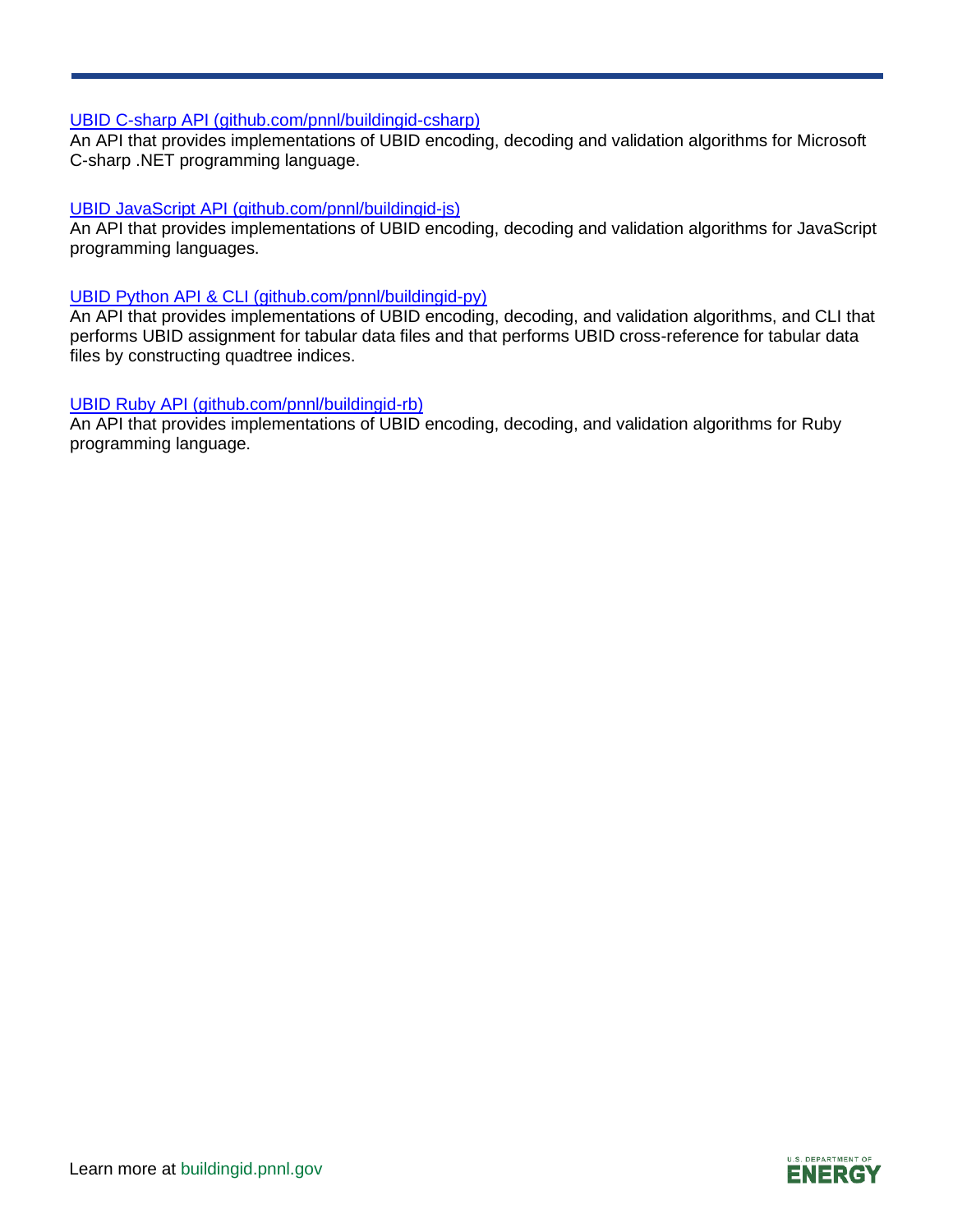[UBID C-sharp API (github.com/pnnl/buildingid-csharp)](https://github.com/pnnl/buildingid-csharp)
An API that provides implementations of UBID encoding, decoding and validation algorithms for Microsoft C-sharp .NET programming language.

[UBID JavaScript API (github.com/pnnl/buildingid-js)](https://github.com/pnnl/buildingid-js)
An API that provides implementations of UBID encoding, decoding and validation algorithms for JavaScript programming languages.

[UBID Python API & CLI (github.com/pnnl/buildingid-py)](https://github.com/pnnl/buildingid-py)
An API that provides implementations of UBID encoding, decoding, and validation algorithms, and CLI that performs UBID assignment for tabular data files and that performs UBID cross-reference for tabular data files by constructing quadtree indices.

[UBID Ruby API (github.com/pnnl/buildingid-rb)](https://github.com/pnnl/buildingid-rb)
An API that provides implementations of UBID encoding, decoding, and validation algorithms for Ruby programming language.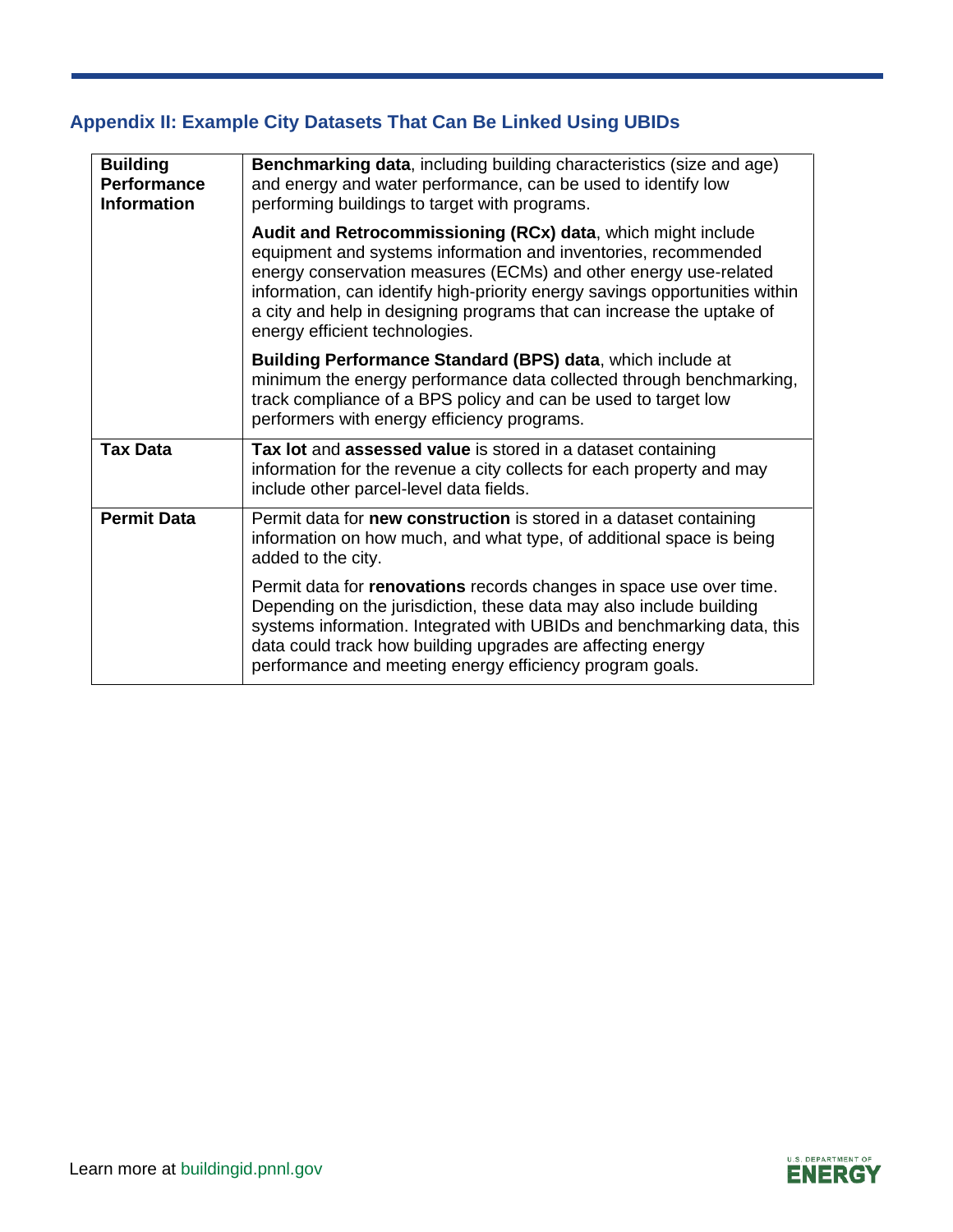## Appendix II: Example City Datasets That Can Be Linked Using UBIDs

| | |
|---|---|
| **Building Performance Information** | **Benchmarking data**, including building characteristics (size and age) and energy and water performance, can be used to identify low performing buildings to target with programs. |
| | **Audit and Retrocommissioning (RCx) data**, which might include equipment and systems information and inventories, recommended energy conservation measures (ECMs) and other energy use-related information, can identify high-priority energy savings opportunities within a city and help in designing programs that can increase the uptake of energy efficient technologies. |
| | **Building Performance Standard (BPS) data**, which include at minimum the energy performance data collected through benchmarking, track compliance of a BPS policy and can be used to target low performers with energy efficiency programs. |
| **Tax Data** | **Tax lot** and **assessed value** is stored in a dataset containing information for the revenue a city collects for each property and may include other parcel-level data fields. |
| **Permit Data** | Permit data for **new construction** is stored in a dataset containing information on how much, and what type, of additional space is being added to the city. |
| | Permit data for **renovations** records changes in space use over time. Depending on the jurisdiction, these data may also include building systems information. Integrated with UBIDs and benchmarking data, this data could track how building upgrades are affecting energy performance and meeting energy efficiency program goals. |

Learn more at buildingid.pnnl.gov